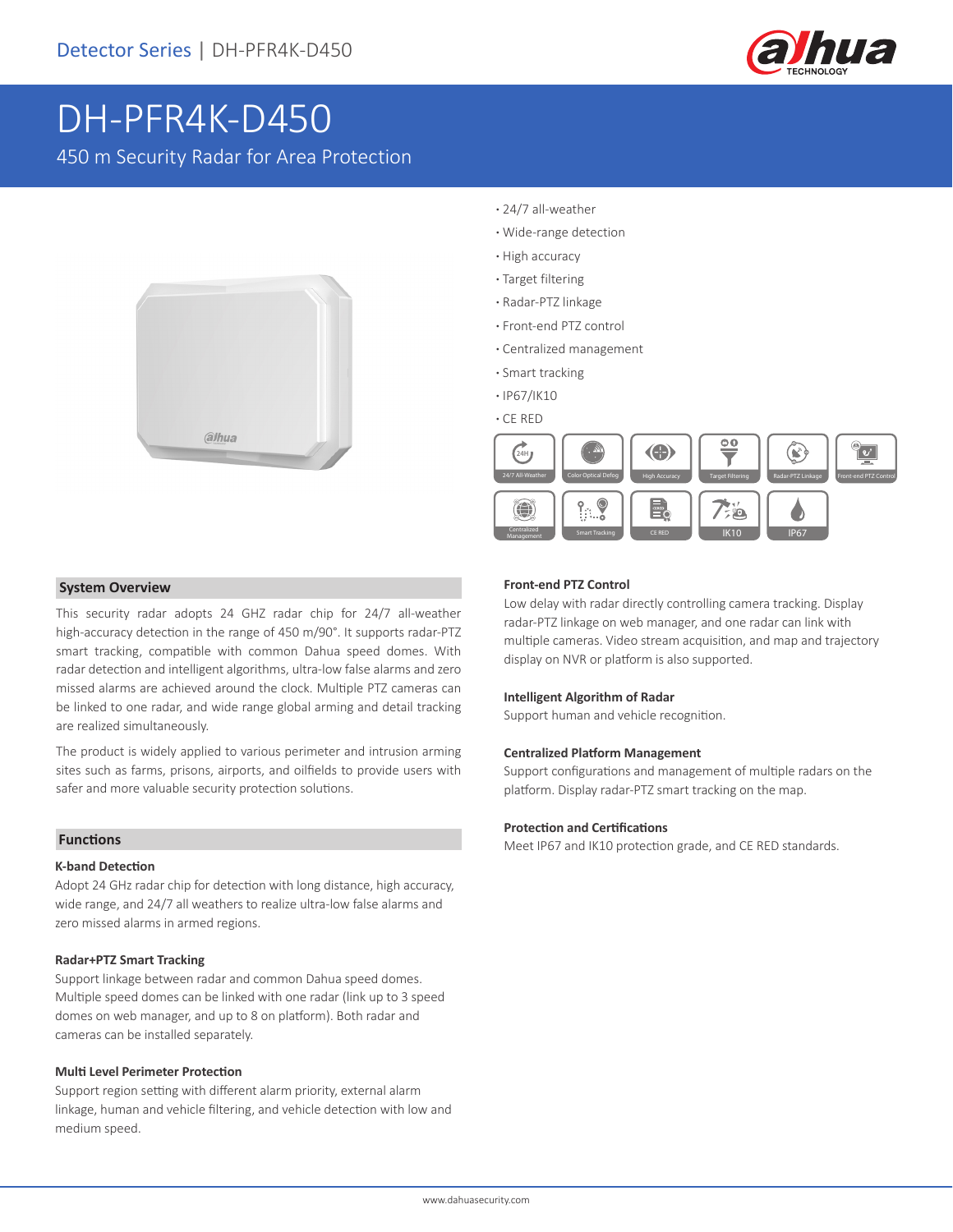Detector Series | DH-PFR4K-D450

# DH-PFR4K-D450

450 m Security Radar for Area Protection

- 24/7 all-weather
- Wide-range detection
- High accuracy
- Target filtering
- Radar-PTZ linkage
- Front-end PTZ control
- Centralized management
- Smart tracking
- IP67/IK10
- CE RED

24/7 All-Weather | Color Optical Defog | High Accuracy | Target Filtering | Radar-PTZ Linkage | Front-end PTZ Control | Centralized Management | Smart Tracking | CE RED | IK10 | IP67

## System Overview

This security radar adopts 24 GHZ radar chip for 24/7 all-weather high-accuracy detection in the range of 450 m/90°. It supports radar-PTZ smart tracking, compatible with common Dahua speed domes. With radar detection and intelligent algorithms, ultra-low false alarms and zero missed alarms are achieved around the clock. Multiple PTZ cameras can be linked to one radar, and wide range global arming and detail tracking are realized simultaneously.

The product is widely applied to various perimeter and intrusion arming sites such as farms, prisons, airports, and oilfields to provide users with safer and more valuable security protection solutions.

## Functions

### K-band Detection

Adopt 24 GHz radar chip for detection with long distance, high accuracy, wide range, and 24/7 all weathers to realize ultra-low false alarms and zero missed alarms in armed regions.

### Radar+PTZ Smart Tracking

Support linkage between radar and common Dahua speed domes. Multiple speed domes can be linked with one radar (link up to 3 speed domes on web manager, and up to 8 on platform). Both radar and cameras can be installed separately.

### Multi Level Perimeter Protection

Support region setting with different alarm priority, external alarm linkage, human and vehicle filtering, and vehicle detection with low and medium speed.

### Front-end PTZ Control

Low delay with radar directly controlling camera tracking. Display radar-PTZ linkage on web manager, and one radar can link with multiple cameras. Video stream acquisition, and map and trajectory display on NVR or platform is also supported.

### Intelligent Algorithm of Radar

Support human and vehicle recognition.

### Centralized Platform Management

Support configurations and management of multiple radars on the platform. Display radar-PTZ smart tracking on the map.

### Protection and Certifications

Meet IP67 and IK10 protection grade, and CE RED standards.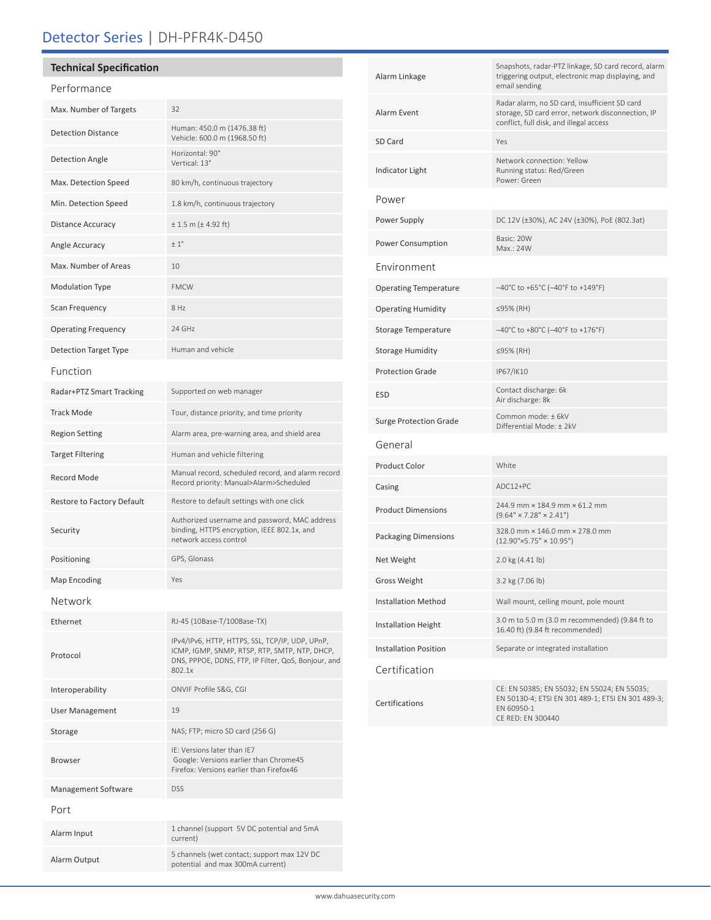# Detector Series | DH-PFR4K-D450

## Technical Specification

| Performance | |
|---|---|
| Max. Number of Targets | 32 |
| Detection Distance | Human: 450.0 m (1476.38 ft)<br>Vehicle: 600.0 m (1968.50 ft) |
| Detection Angle | Horizontal: 90°<br>Vertical: 13° |
| Max. Detection Speed | 80 km/h, continuous trajectory |
| Min. Detection Speed | 1.8 km/h, continuous trajectory |
| Distance Accuracy | ± 1.5 m (± 4.92 ft) |
| Angle Accuracy | ± 1° |
| Max. Number of Areas | 10 |
| Modulation Type | FMCW |
| Scan Frequency | 8 Hz |
| Operating Frequency | 24 GHz |
| Detection Target Type | Human and vehicle |
| **Function** | |
| Radar+PTZ Smart Tracking | Supported on web manager |
| Track Mode | Tour, distance priority, and time priority |
| Region Setting | Alarm area, pre-warning area, and shield area |
| Target Filtering | Human and vehicle filtering |
| Record Mode | Manual record, scheduled record, and alarm record<br>Record priority: Manual>Alarm>Scheduled |
| Restore to Factory Default | Restore to default settings with one click |
| Security | Authorized username and password, MAC address binding, HTTPS encryption, IEEE 802.1x, and network access control |
| Positioning | GPS, Glonass |
| Map Encoding | Yes |
| **Network** | |
| Ethernet | RJ-45 (10Base-T/100Base-TX) |
| Protocol | IPv4/IPv6, HTTP, HTTPS, SSL, TCP/IP, UDP, UPnP, ICMP, IGMP, SNMP, RTSP, RTP, SMTP, NTP, DHCP, DNS, PPPOE, DDNS, FTP, IP Filter, QoS, Bonjour, and 802.1x |
| Interoperability | ONVIF Profile S&G, CGI |
| User Management | 19 |
| Storage | NAS; FTP; micro SD card (256 G) |
| Browser | IE: Versions later than IE7<br>Google: Versions earlier than Chrome45<br>Firefox: Versions earlier than Firefox46 |
| Management Software | DSS |
| **Port** | |
| Alarm Input | 1 channel (support 5V DC potential and 5mA current) |
| Alarm Output | 5 channels (wet contact; support max 12V DC potential and max 300mA current) |
| Alarm Linkage | Snapshots, radar-PTZ linkage, SD card record, alarm triggering output, electronic map displaying, and email sending |
| Alarm Event | Radar alarm, no SD card, insufficient SD card storage, SD card error, network disconnection, IP conflict, full disk, and illegal access |
| SD Card | Yes |
| Indicator Light | Network connection: Yellow<br>Running status: Red/Green<br>Power: Green |
| **Power** | |
| Power Supply | DC 12V (±30%), AC 24V (±30%), PoE (802.3at) |
| Power Consumption | Basic: 20W<br>Max.: 24W |
| **Environment** | |
| Operating Temperature | –40°C to +65°C (–40°F to +149°F) |
| Operating Humidity | ≤95% (RH) |
| Storage Temperature | –40°C to +80°C (–40°F to +176°F) |
| Storage Humidity | ≤95% (RH) |
| Protection Grade | IP67/IK10 |
| ESD | Contact discharge: 6k<br>Air discharge: 8k |
| Surge Protection Grade | Common mode: ± 6kV<br>Differential Mode: ± 2kV |
| **General** | |
| Product Color | White |
| Casing | ADC12+PC |
| Product Dimensions | 244.9 mm × 184.9 mm × 61.2 mm<br>(9.64" × 7.28" × 2.41") |
| Packaging Dimensions | 328.0 mm × 146.0 mm × 278.0 mm<br>(12.90"×5.75" × 10.95") |
| Net Weight | 2.0 kg (4.41 lb) |
| Gross Weight | 3.2 kg (7.06 lb) |
| Installation Method | Wall mount, ceiling mount, pole mount |
| Installation Height | 3.0 m to 5.0 m (3.0 m recommended) (9.84 ft to 16.40 ft) (9.84 ft recommended) |
| Installation Position | Separate or integrated installation |
| **Certification** | |
| Certifications | CE: EN 50385; EN 55032; EN 55024; EN 55035; EN 50130-4; ETSI EN 301 489-1; ETSI EN 301 489-3; EN 60950-1<br>CE RED: EN 300440 |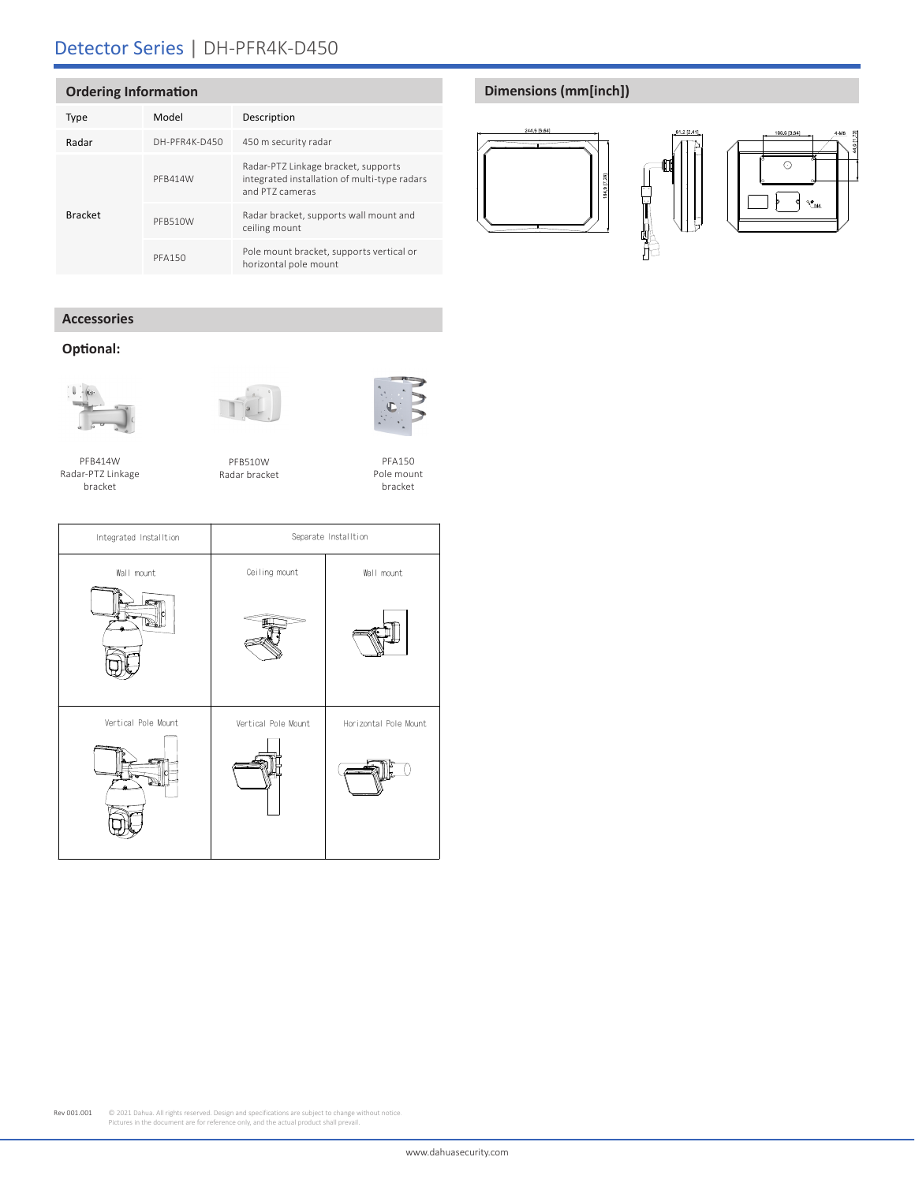# Detector Series | DH-PFR4K-D450

## Ordering Information

| Type | Model | Description |
|---|---|---|
| Radar | DH-PFR4K-D450 | 450 m security radar |
| Bracket | PFB414W | Radar-PTZ Linkage bracket, supports integrated installation of multi-type radars and PTZ cameras |
| | PFB510W | Radar bracket, supports wall mount and ceiling mount |
| | PFA150 | Pole mount bracket, supports vertical or horizontal pole mount |

## Dimensions (mm[inch])

244.9 [9.64]

184.9 [7.28]

61.2 [2.41]

100.6 [3.96]

4-M6

44.5 [1.75]

M4

## Accessories

### Optional:

PFB414W
Radar-PTZ Linkage bracket

PFB510W
Radar bracket

PFA150
Pole mount bracket

| Integrated Installtion | Separate Installtion | |
|---|---|---|
| Wall mount | Ceiling mount | Wall mount |
| Vertical Pole Mount | Vertical Pole Mount | Horizontal Pole Mount |

Rev 001.001 © 2021 Dahua. All rights reserved. Design and specifications are subject to change without notice.
Pictures in the document are for reference only, and the actual product shall prevail.

www.dahuasecurity.com